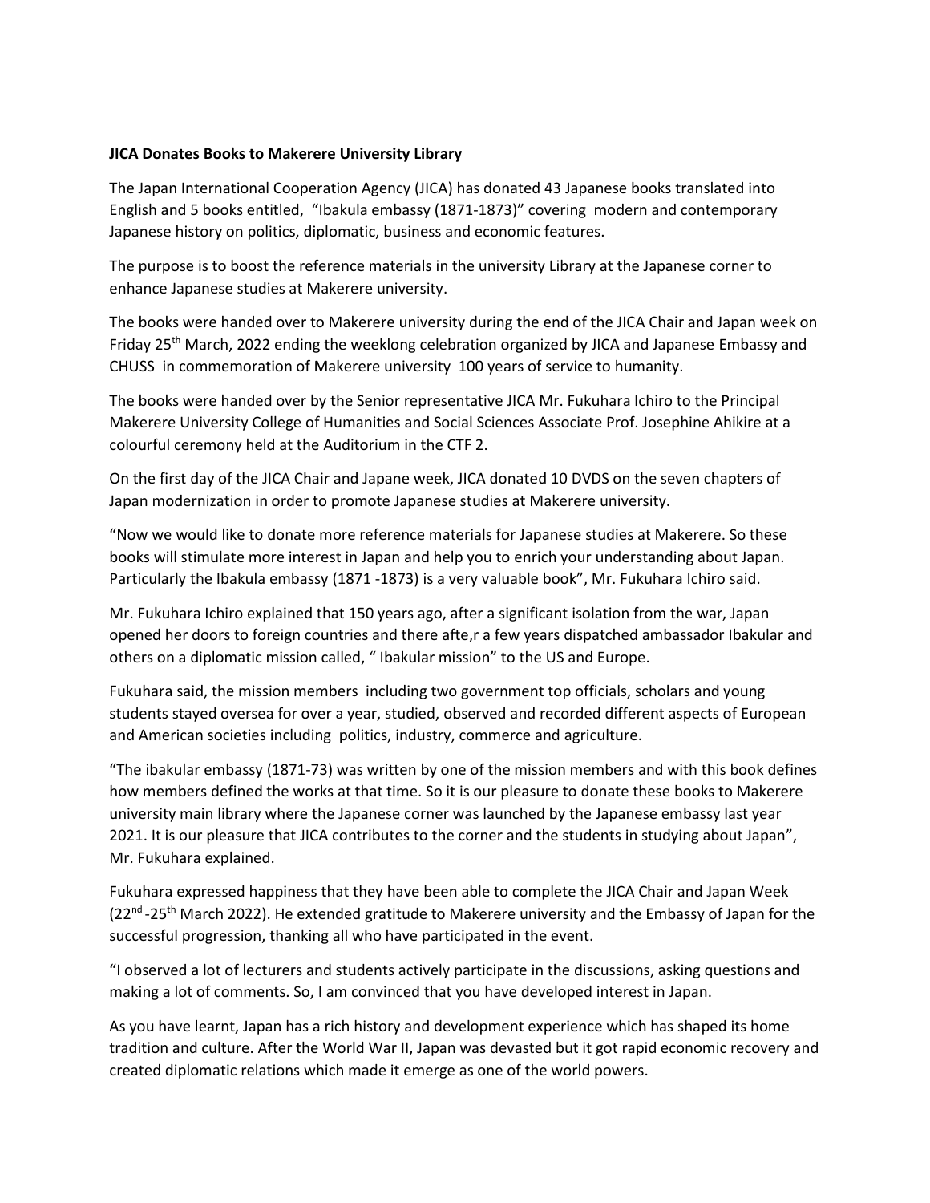**JICA Donates Books to Makerere University Library**

The Japan International Cooperation Agency (JICA) has donated 43 Japanese books translated into English and 5 books entitled, "Ibakula embassy (1871-1873)" covering modern and contemporary Japanese history on politics, diplomatic, business and economic features.

The purpose is to boost the reference materials in the university Library at the Japanese corner to enhance Japanese studies at Makerere university.

The books were handed over to Makerere university during the end of the JICA Chair and Japan week on Friday 25th March, 2022 ending the weeklong celebration organized by JICA and Japanese Embassy and CHUSS in commemoration of Makerere university 100 years of service to humanity.

The books were handed over by the Senior representative JICA Mr. Fukuhara Ichiro to the Principal Makerere University College of Humanities and Social Sciences Associate Prof. Josephine Ahikire at a colourful ceremony held at the Auditorium in the CTF 2.

On the first day of the JICA Chair and Japane week, JICA donated 10 DVDS on the seven chapters of Japan modernization in order to promote Japanese studies at Makerere university.

"Now we would like to donate more reference materials for Japanese studies at Makerere. So these books will stimulate more interest in Japan and help you to enrich your understanding about Japan. Particularly the Ibakula embassy (1871 -1873) is a very valuable book", Mr. Fukuhara Ichiro said.

Mr. Fukuhara Ichiro explained that 150 years ago, after a significant isolation from the war, Japan opened her doors to foreign countries and there afte,r a few years dispatched ambassador Ibakular and others on a diplomatic mission called, " Ibakular mission" to the US and Europe.

Fukuhara said, the mission members including two government top officials, scholars and young students stayed oversea for over a year, studied, observed and recorded different aspects of European and American societies including politics, industry, commerce and agriculture.

"The ibakular embassy (1871-73) was written by one of the mission members and with this book defines how members defined the works at that time. So it is our pleasure to donate these books to Makerere university main library where the Japanese corner was launched by the Japanese embassy last year 2021. It is our pleasure that JICA contributes to the corner and the students in studying about Japan", Mr. Fukuhara explained.

Fukuhara expressed happiness that they have been able to complete the JICA Chair and Japan Week (22nd -25th March 2022). He extended gratitude to Makerere university and the Embassy of Japan for the successful progression, thanking all who have participated in the event.

"I observed a lot of lecturers and students actively participate in the discussions, asking questions and making a lot of comments. So, I am convinced that you have developed interest in Japan.

As you have learnt, Japan has a rich history and development experience which has shaped its home tradition and culture. After the World War II, Japan was devasted but it got rapid economic recovery and created diplomatic relations which made it emerge as one of the world powers.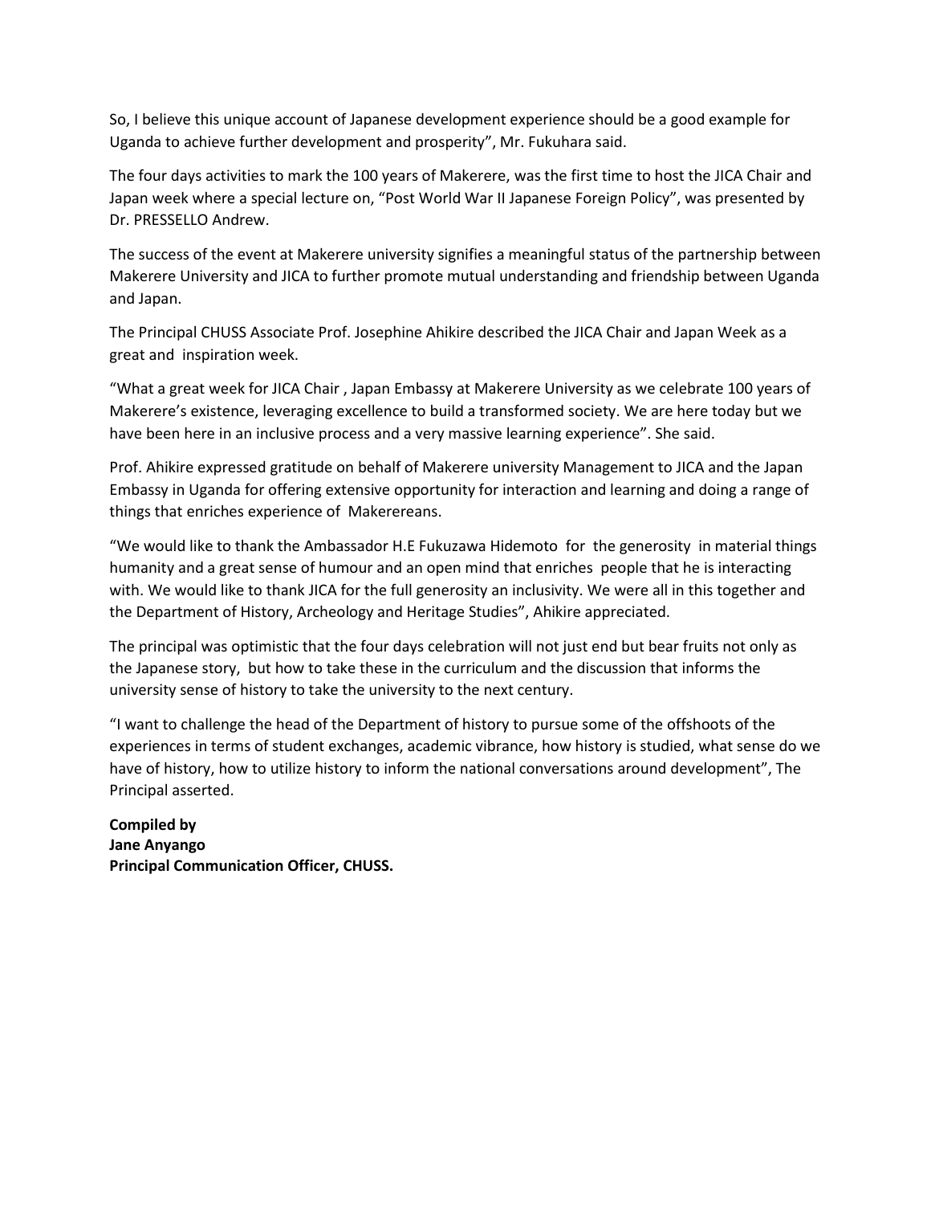So, I believe this unique account of Japanese development experience should be a good example for Uganda to achieve further development and prosperity", Mr. Fukuhara said.

The four days activities to mark the 100 years of Makerere, was the first time to host the JICA Chair and Japan week where a special lecture on, "Post World War II Japanese Foreign Policy", was presented by Dr. PRESSELLO Andrew.

The success of the event at Makerere university signifies a meaningful status of the partnership between Makerere University and JICA to further promote mutual understanding and friendship between Uganda and Japan.

The Principal CHUSS Associate Prof. Josephine Ahikire described the JICA Chair and Japan Week as a great and inspiration week.

"What a great week for JICA Chair , Japan Embassy at Makerere University as we celebrate 100 years of Makerere's existence, leveraging excellence to build a transformed society. We are here today but we have been here in an inclusive process and a very massive learning experience". She said.

Prof. Ahikire expressed gratitude on behalf of Makerere university Management to JICA and the Japan Embassy in Uganda for offering extensive opportunity for interaction and learning and doing a range of things that enriches experience of Makerereans.

"We would like to thank the Ambassador H.E Fukuzawa Hidemoto for the generosity in material things humanity and a great sense of humour and an open mind that enriches people that he is interacting with. We would like to thank JICA for the full generosity an inclusivity. We were all in this together and the Department of History, Archeology and Heritage Studies", Ahikire appreciated.

The principal was optimistic that the four days celebration will not just end but bear fruits not only as the Japanese story, but how to take these in the curriculum and the discussion that informs the university sense of history to take the university to the next century.

"I want to challenge the head of the Department of history to pursue some of the offshoots of the experiences in terms of student exchanges, academic vibrance, how history is studied, what sense do we have of history, how to utilize history to inform the national conversations around development", The Principal asserted.

**Compiled by**
**Jane Anyango**
**Principal Communication Officer, CHUSS.**